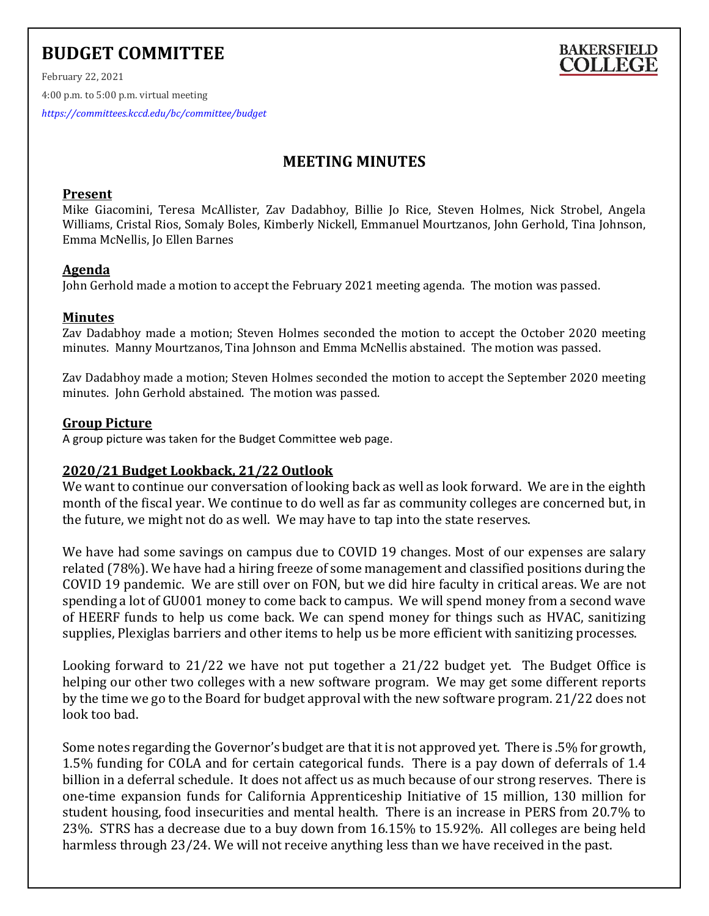# BUDGET COMMITTEE

BAKERSFIELD COLLEGE

February 22, 2021

4:00 p.m. to 5:00 p.m. virtual meeting

*https://committees.kccd.edu/bc/committee/budget*

## MEETING MINUTES

### Present

Mike Giacomini, Teresa McAllister, Zav Dadabhoy, Billie Jo Rice, Steven Holmes, Nick Strobel, Angela Williams, Cristal Rios, Somaly Boles, Kimberly Nickell, Emmanuel Mourtzanos, John Gerhold, Tina Johnson, Emma McNellis, Jo Ellen Barnes

### Agenda

John Gerhold made a motion to accept the February 2021 meeting agenda. The motion was passed.

### Minutes

Zav Dadabhoy made a motion; Steven Holmes seconded the motion to accept the October 2020 meeting minutes. Manny Mourtzanos, Tina Johnson and Emma McNellis abstained. The motion was passed.

Zav Dadabhoy made a motion; Steven Holmes seconded the motion to accept the September 2020 meeting minutes. John Gerhold abstained. The motion was passed.

### Group Picture

A group picture was taken for the Budget Committee web page.

### 2020/21 Budget Lookback, 21/22 Outlook

We want to continue our conversation of looking back as well as look forward. We are in the eighth month of the fiscal year. We continue to do well as far as community colleges are concerned but, in the future, we might not do as well. We may have to tap into the state reserves.

We have had some savings on campus due to COVID 19 changes. Most of our expenses are salary related (78%). We have had a hiring freeze of some management and classified positions during the COVID 19 pandemic. We are still over on FON, but we did hire faculty in critical areas. We are not spending a lot of GU001 money to come back to campus. We will spend money from a second wave of HEERF funds to help us come back. We can spend money for things such as HVAC, sanitizing supplies, Plexiglas barriers and other items to help us be more efficient with sanitizing processes.

Looking forward to 21/22 we have not put together a 21/22 budget yet. The Budget Office is helping our other two colleges with a new software program. We may get some different reports by the time we go to the Board for budget approval with the new software program. 21/22 does not look too bad.

Some notes regarding the Governor's budget are that it is not approved yet. There is .5% for growth, 1.5% funding for COLA and for certain categorical funds. There is a pay down of deferrals of 1.4 billion in a deferral schedule. It does not affect us as much because of our strong reserves. There is one-time expansion funds for California Apprenticeship Initiative of 15 million, 130 million for student housing, food insecurities and mental health. There is an increase in PERS from 20.7% to 23%. STRS has a decrease due to a buy down from 16.15% to 15.92%. All colleges are being held harmless through 23/24. We will not receive anything less than we have received in the past.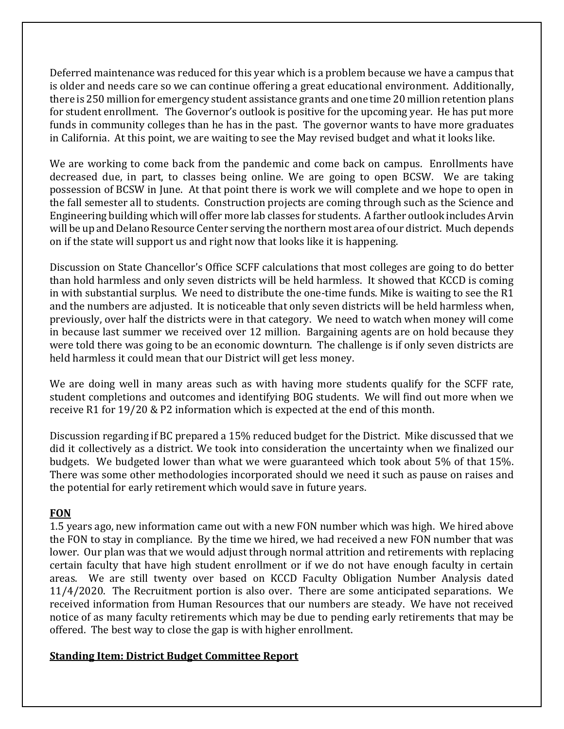Deferred maintenance was reduced for this year which is a problem because we have a campus that is older and needs care so we can continue offering a great educational environment. Additionally, there is 250 million for emergency student assistance grants and one time 20 million retention plans for student enrollment. The Governor's outlook is positive for the upcoming year. He has put more funds in community colleges than he has in the past. The governor wants to have more graduates in California. At this point, we are waiting to see the May revised budget and what it looks like.

We are working to come back from the pandemic and come back on campus. Enrollments have decreased due, in part, to classes being online. We are going to open BCSW. We are taking possession of BCSW in June. At that point there is work we will complete and we hope to open in the fall semester all to students. Construction projects are coming through such as the Science and Engineering building which will offer more lab classes for students. A farther outlook includes Arvin will be up and Delano Resource Center serving the northern most area of our district. Much depends on if the state will support us and right now that looks like it is happening.

Discussion on State Chancellor's Office SCFF calculations that most colleges are going to do better than hold harmless and only seven districts will be held harmless. It showed that KCCD is coming in with substantial surplus. We need to distribute the one-time funds. Mike is waiting to see the R1 and the numbers are adjusted. It is noticeable that only seven districts will be held harmless when, previously, over half the districts were in that category. We need to watch when money will come in because last summer we received over 12 million. Bargaining agents are on hold because they were told there was going to be an economic downturn. The challenge is if only seven districts are held harmless it could mean that our District will get less money.

We are doing well in many areas such as with having more students qualify for the SCFF rate, student completions and outcomes and identifying BOG students. We will find out more when we receive R1 for 19/20 & P2 information which is expected at the end of this month.

Discussion regarding if BC prepared a 15% reduced budget for the District. Mike discussed that we did it collectively as a district. We took into consideration the uncertainty when we finalized our budgets. We budgeted lower than what we were guaranteed which took about 5% of that 15%. There was some other methodologies incorporated should we need it such as pause on raises and the potential for early retirement which would save in future years.

**FON**

1.5 years ago, new information came out with a new FON number which was high. We hired above the FON to stay in compliance. By the time we hired, we had received a new FON number that was lower. Our plan was that we would adjust through normal attrition and retirements with replacing certain faculty that have high student enrollment or if we do not have enough faculty in certain areas. We are still twenty over based on KCCD Faculty Obligation Number Analysis dated 11/4/2020. The Recruitment portion is also over. There are some anticipated separations. We received information from Human Resources that our numbers are steady. We have not received notice of as many faculty retirements which may be due to pending early retirements that may be offered. The best way to close the gap is with higher enrollment.

**Standing Item: District Budget Committee Report**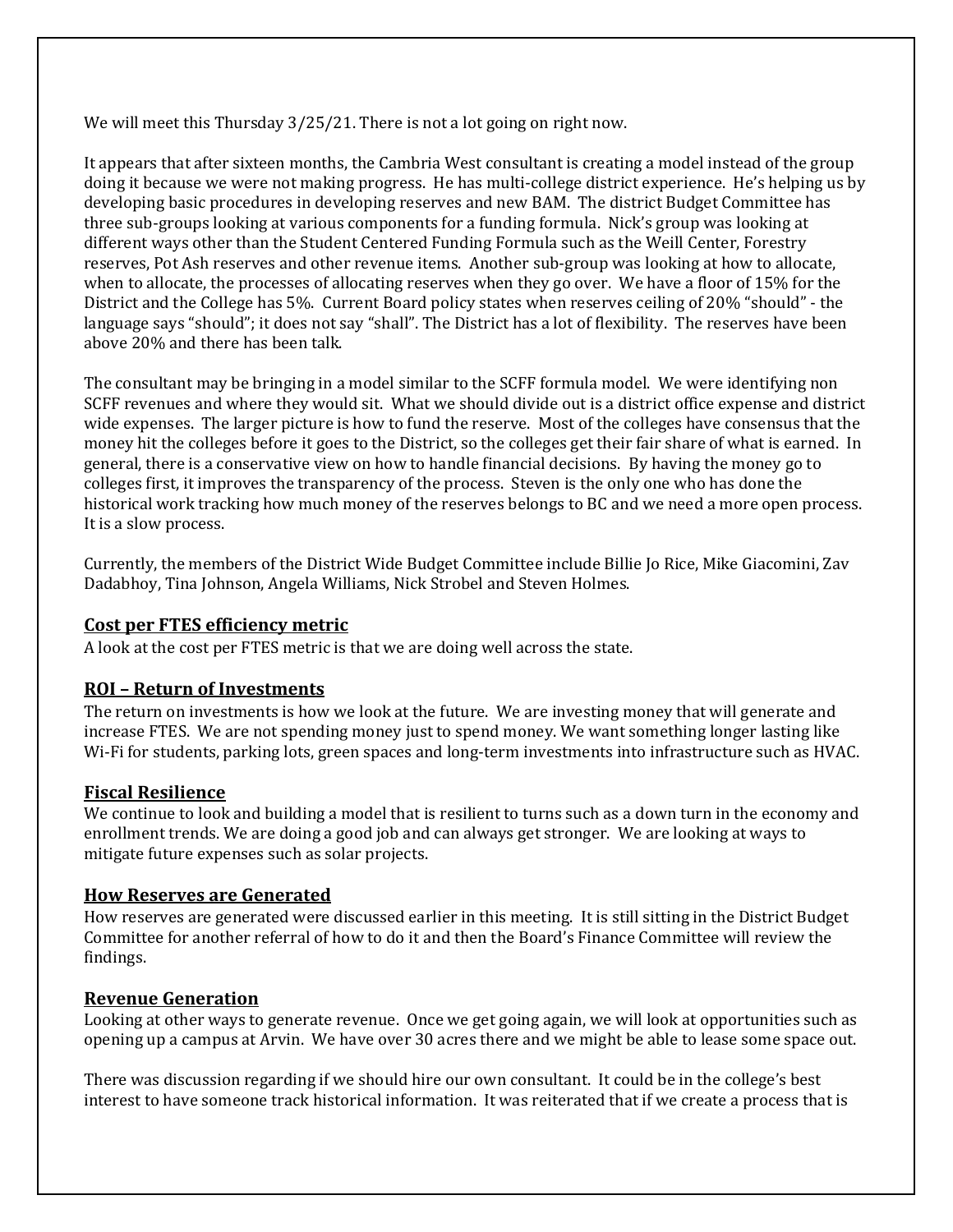We will meet this Thursday 3/25/21. There is not a lot going on right now.

It appears that after sixteen months, the Cambria West consultant is creating a model instead of the group doing it because we were not making progress. He has multi-college district experience. He's helping us by developing basic procedures in developing reserves and new BAM. The district Budget Committee has three sub-groups looking at various components for a funding formula. Nick's group was looking at different ways other than the Student Centered Funding Formula such as the Weill Center, Forestry reserves, Pot Ash reserves and other revenue items. Another sub-group was looking at how to allocate, when to allocate, the processes of allocating reserves when they go over. We have a floor of 15% for the District and the College has 5%. Current Board policy states when reserves ceiling of 20% "should" - the language says "should"; it does not say "shall". The District has a lot of flexibility. The reserves have been above 20% and there has been talk.

The consultant may be bringing in a model similar to the SCFF formula model. We were identifying non SCFF revenues and where they would sit. What we should divide out is a district office expense and district wide expenses. The larger picture is how to fund the reserve. Most of the colleges have consensus that the money hit the colleges before it goes to the District, so the colleges get their fair share of what is earned. In general, there is a conservative view on how to handle financial decisions. By having the money go to colleges first, it improves the transparency of the process. Steven is the only one who has done the historical work tracking how much money of the reserves belongs to BC and we need a more open process. It is a slow process.

Currently, the members of the District Wide Budget Committee include Billie Jo Rice, Mike Giacomini, Zav Dadabhoy, Tina Johnson, Angela Williams, Nick Strobel and Steven Holmes.

## Cost per FTES efficiency metric

A look at the cost per FTES metric is that we are doing well across the state.

## ROI – Return of Investments

The return on investments is how we look at the future. We are investing money that will generate and increase FTES. We are not spending money just to spend money. We want something longer lasting like Wi-Fi for students, parking lots, green spaces and long-term investments into infrastructure such as HVAC.

## Fiscal Resilience

We continue to look and building a model that is resilient to turns such as a down turn in the economy and enrollment trends. We are doing a good job and can always get stronger. We are looking at ways to mitigate future expenses such as solar projects.

## How Reserves are Generated

How reserves are generated were discussed earlier in this meeting. It is still sitting in the District Budget Committee for another referral of how to do it and then the Board's Finance Committee will review the findings.

## Revenue Generation

Looking at other ways to generate revenue. Once we get going again, we will look at opportunities such as opening up a campus at Arvin. We have over 30 acres there and we might be able to lease some space out.

There was discussion regarding if we should hire our own consultant. It could be in the college's best interest to have someone track historical information. It was reiterated that if we create a process that is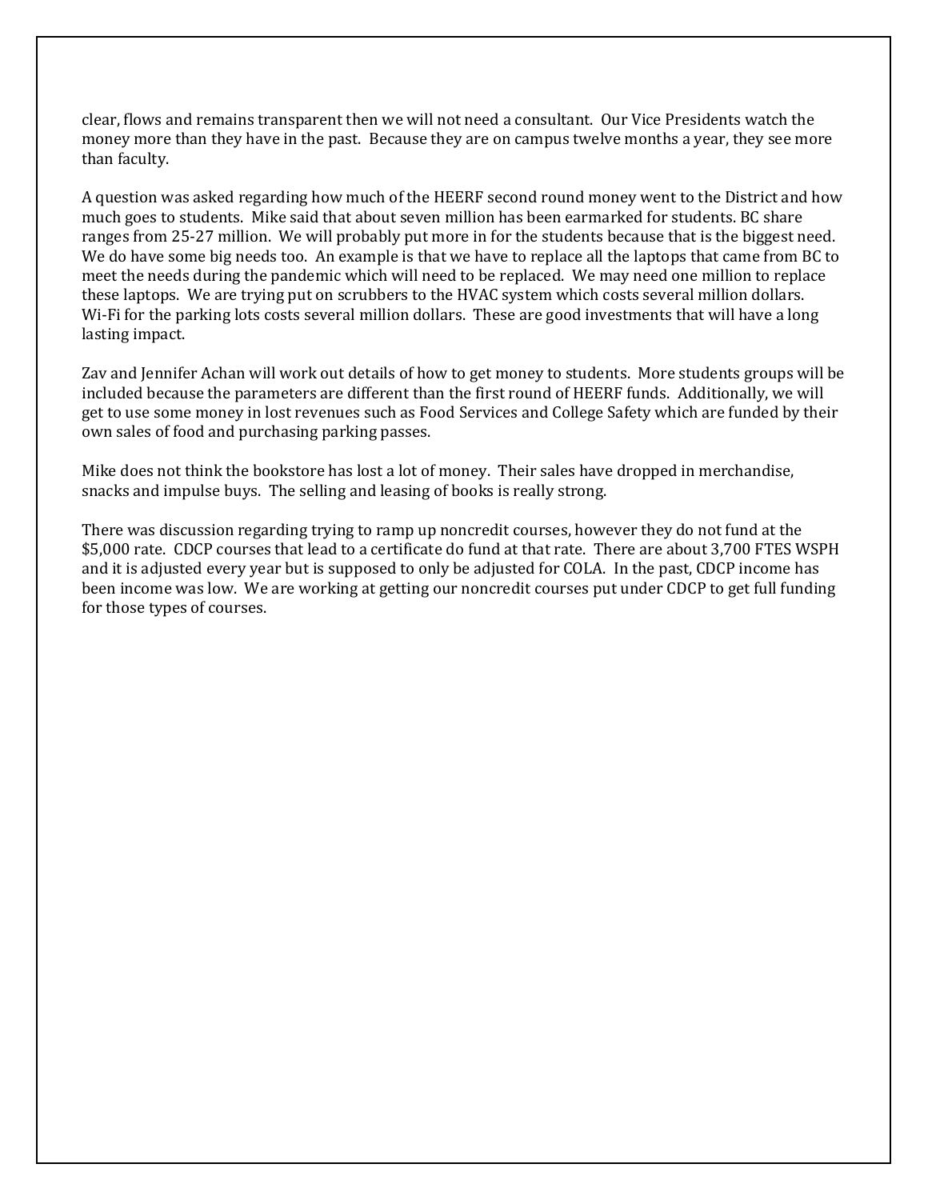clear, flows and remains transparent then we will not need a consultant. Our Vice Presidents watch the money more than they have in the past. Because they are on campus twelve months a year, they see more than faculty.

A question was asked regarding how much of the HEERF second round money went to the District and how much goes to students. Mike said that about seven million has been earmarked for students. BC share ranges from 25-27 million. We will probably put more in for the students because that is the biggest need. We do have some big needs too. An example is that we have to replace all the laptops that came from BC to meet the needs during the pandemic which will need to be replaced. We may need one million to replace these laptops. We are trying put on scrubbers to the HVAC system which costs several million dollars. Wi-Fi for the parking lots costs several million dollars. These are good investments that will have a long lasting impact.

Zav and Jennifer Achan will work out details of how to get money to students. More students groups will be included because the parameters are different than the first round of HEERF funds. Additionally, we will get to use some money in lost revenues such as Food Services and College Safety which are funded by their own sales of food and purchasing parking passes.

Mike does not think the bookstore has lost a lot of money. Their sales have dropped in merchandise, snacks and impulse buys. The selling and leasing of books is really strong.

There was discussion regarding trying to ramp up noncredit courses, however they do not fund at the $5,000 rate. CDCP courses that lead to a certificate do fund at that rate. There are about 3,700 FTES WSPH and it is adjusted every year but is supposed to only be adjusted for COLA. In the past, CDCP income has been income was low. We are working at getting our noncredit courses put under CDCP to get full funding for those types of courses.